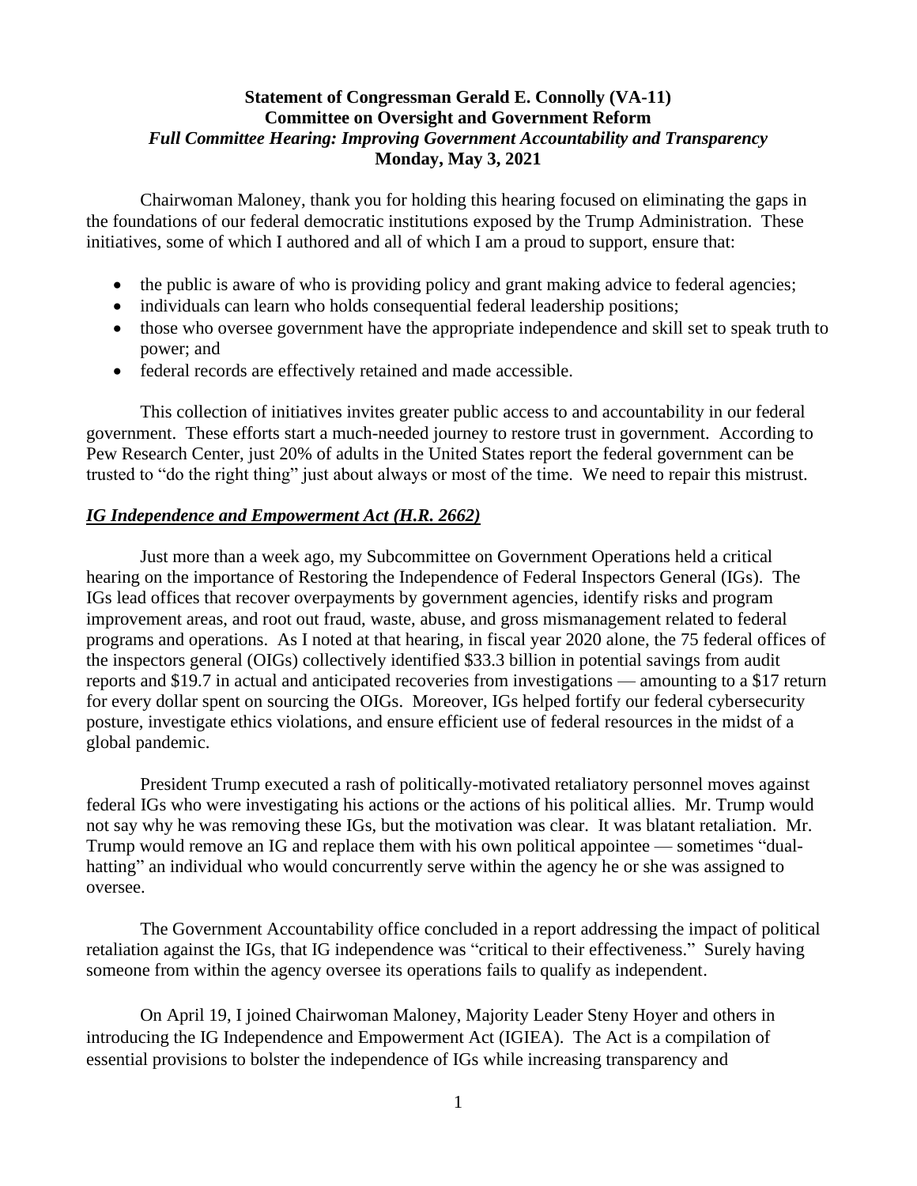**Statement of Congressman Gerald E. Connolly (VA-11)**
**Committee on Oversight and Government Reform**
***Full Committee Hearing: Improving Government Accountability and Transparency***
**Monday, May 3, 2021**

Chairwoman Maloney, thank you for holding this hearing focused on eliminating the gaps in the foundations of our federal democratic institutions exposed by the Trump Administration. These initiatives, some of which I authored and all of which I am a proud to support, ensure that:

- the public is aware of who is providing policy and grant making advice to federal agencies;
- individuals can learn who holds consequential federal leadership positions;
- those who oversee government have the appropriate independence and skill set to speak truth to power; and
- federal records are effectively retained and made accessible.

This collection of initiatives invites greater public access to and accountability in our federal government. These efforts start a much-needed journey to restore trust in government. According to Pew Research Center, just 20% of adults in the United States report the federal government can be trusted to "do the right thing" just about always or most of the time. We need to repair this mistrust.

***IG Independence and Empowerment Act (H.R. 2662)***

Just more than a week ago, my Subcommittee on Government Operations held a critical hearing on the importance of Restoring the Independence of Federal Inspectors General (IGs). The IGs lead offices that recover overpayments by government agencies, identify risks and program improvement areas, and root out fraud, waste, abuse, and gross mismanagement related to federal programs and operations. As I noted at that hearing, in fiscal year 2020 alone, the 75 federal offices of the inspectors general (OIGs) collectively identified $33.3 billion in potential savings from audit reports and $19.7 in actual and anticipated recoveries from investigations — amounting to a $17 return for every dollar spent on sourcing the OIGs. Moreover, IGs helped fortify our federal cybersecurity posture, investigate ethics violations, and ensure efficient use of federal resources in the midst of a global pandemic.

President Trump executed a rash of politically-motivated retaliatory personnel moves against federal IGs who were investigating his actions or the actions of his political allies. Mr. Trump would not say why he was removing these IGs, but the motivation was clear. It was blatant retaliation. Mr. Trump would remove an IG and replace them with his own political appointee — sometimes "dual-hatting" an individual who would concurrently serve within the agency he or she was assigned to oversee.

The Government Accountability office concluded in a report addressing the impact of political retaliation against the IGs, that IG independence was "critical to their effectiveness." Surely having someone from within the agency oversee its operations fails to qualify as independent.

On April 19, I joined Chairwoman Maloney, Majority Leader Steny Hoyer and others in introducing the IG Independence and Empowerment Act (IGIEA). The Act is a compilation of essential provisions to bolster the independence of IGs while increasing transparency and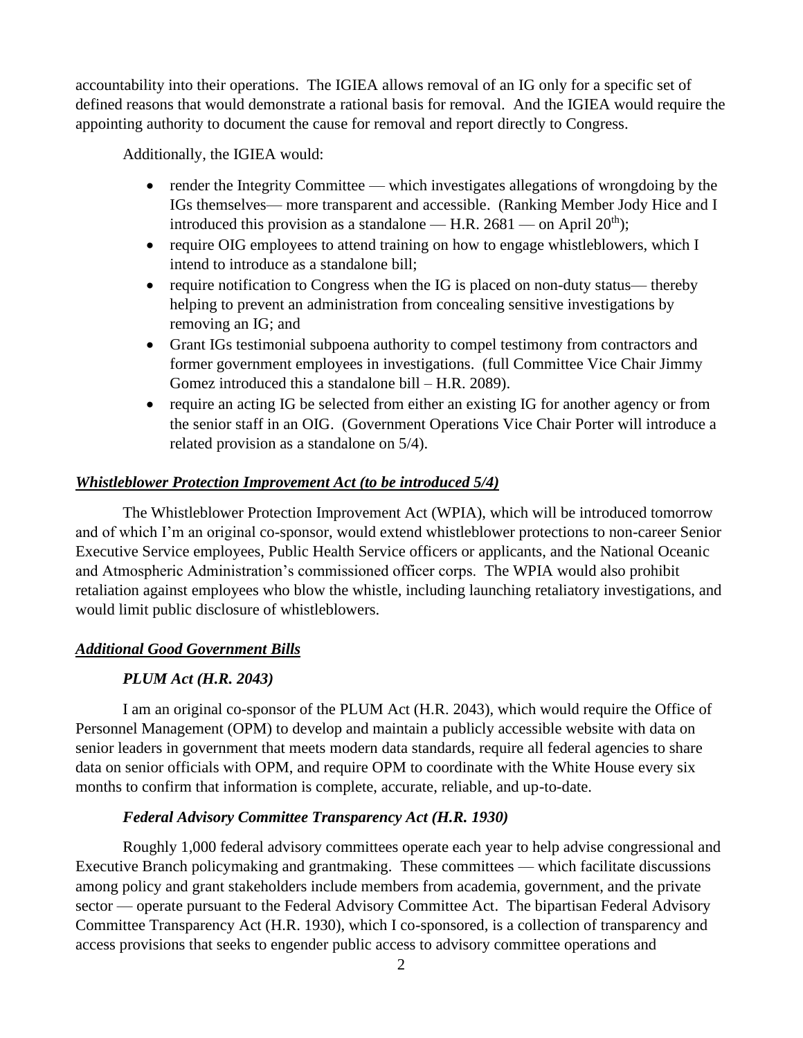accountability into their operations. The IGIEA allows removal of an IG only for a specific set of defined reasons that would demonstrate a rational basis for removal. And the IGIEA would require the appointing authority to document the cause for removal and report directly to Congress.

Additionally, the IGIEA would:

- render the Integrity Committee — which investigates allegations of wrongdoing by the IGs themselves— more transparent and accessible. (Ranking Member Jody Hice and I introduced this provision as a standalone — H.R. 2681 — on April 20th);
- require OIG employees to attend training on how to engage whistleblowers, which I intend to introduce as a standalone bill;
- require notification to Congress when the IG is placed on non-duty status— thereby helping to prevent an administration from concealing sensitive investigations by removing an IG; and
- Grant IGs testimonial subpoena authority to compel testimony from contractors and former government employees in investigations. (full Committee Vice Chair Jimmy Gomez introduced this a standalone bill – H.R. 2089).
- require an acting IG be selected from either an existing IG for another agency or from the senior staff in an OIG. (Government Operations Vice Chair Porter will introduce a related provision as a standalone on 5/4).

***Whistleblower Protection Improvement Act (to be introduced 5/4)***

The Whistleblower Protection Improvement Act (WPIA), which will be introduced tomorrow and of which I'm an original co-sponsor, would extend whistleblower protections to non-career Senior Executive Service employees, Public Health Service officers or applicants, and the National Oceanic and Atmospheric Administration's commissioned officer corps. The WPIA would also prohibit retaliation against employees who blow the whistle, including launching retaliatory investigations, and would limit public disclosure of whistleblowers.

***Additional Good Government Bills***

***PLUM Act (H.R. 2043)***

I am an original co-sponsor of the PLUM Act (H.R. 2043), which would require the Office of Personnel Management (OPM) to develop and maintain a publicly accessible website with data on senior leaders in government that meets modern data standards, require all federal agencies to share data on senior officials with OPM, and require OPM to coordinate with the White House every six months to confirm that information is complete, accurate, reliable, and up-to-date.

***Federal Advisory Committee Transparency Act (H.R. 1930)***

Roughly 1,000 federal advisory committees operate each year to help advise congressional and Executive Branch policymaking and grantmaking. These committees — which facilitate discussions among policy and grant stakeholders include members from academia, government, and the private sector — operate pursuant to the Federal Advisory Committee Act. The bipartisan Federal Advisory Committee Transparency Act (H.R. 1930), which I co-sponsored, is a collection of transparency and access provisions that seeks to engender public access to advisory committee operations and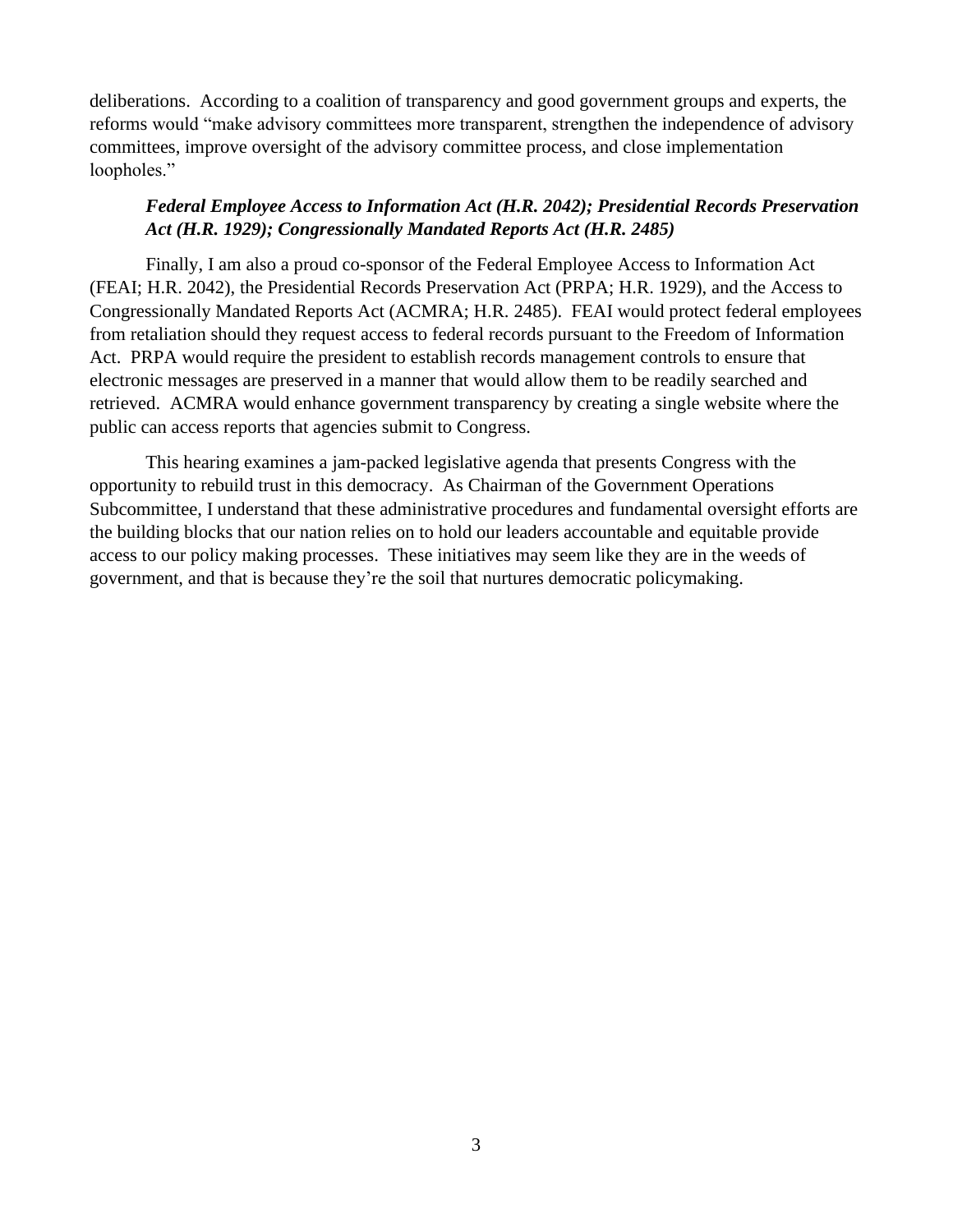deliberations. According to a coalition of transparency and good government groups and experts, the reforms would "make advisory committees more transparent, strengthen the independence of advisory committees, improve oversight of the advisory committee process, and close implementation loopholes."

***Federal Employee Access to Information Act (H.R. 2042); Presidential Records Preservation Act (H.R. 1929); Congressionally Mandated Reports Act (H.R. 2485)***

Finally, I am also a proud co-sponsor of the Federal Employee Access to Information Act (FEAI; H.R. 2042), the Presidential Records Preservation Act (PRPA; H.R. 1929), and the Access to Congressionally Mandated Reports Act (ACMRA; H.R. 2485). FEAI would protect federal employees from retaliation should they request access to federal records pursuant to the Freedom of Information Act. PRPA would require the president to establish records management controls to ensure that electronic messages are preserved in a manner that would allow them to be readily searched and retrieved. ACMRA would enhance government transparency by creating a single website where the public can access reports that agencies submit to Congress.

This hearing examines a jam-packed legislative agenda that presents Congress with the opportunity to rebuild trust in this democracy. As Chairman of the Government Operations Subcommittee, I understand that these administrative procedures and fundamental oversight efforts are the building blocks that our nation relies on to hold our leaders accountable and equitable provide access to our policy making processes. These initiatives may seem like they are in the weeds of government, and that is because they're the soil that nurtures democratic policymaking.